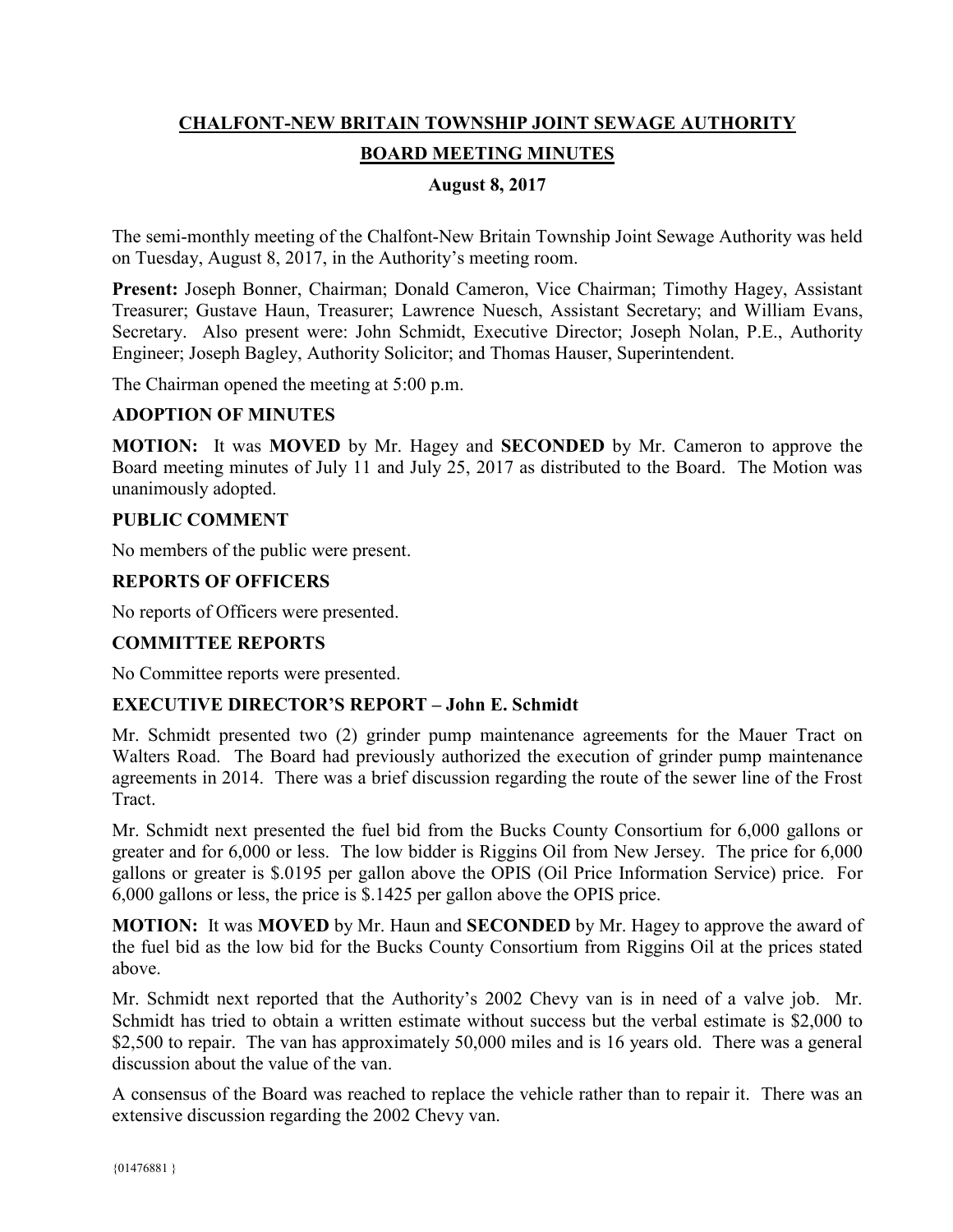# CHALFONT-NEW BRITAIN TOWNSHIP JOINT SEWAGE AUTHORITY

## BOARD MEETING MINUTES

### August 8, 2017

The semi-monthly meeting of the Chalfont-New Britain Township Joint Sewage Authority was held on Tuesday, August 8, 2017, in the Authority's meeting room.

**Present:** Joseph Bonner, Chairman; Donald Cameron, Vice Chairman; Timothy Hagey, Assistant Treasurer; Gustave Haun, Treasurer; Lawrence Nuesch, Assistant Secretary; and William Evans, Secretary. Also present were: John Schmidt, Executive Director; Joseph Nolan, P.E., Authority Engineer; Joseph Bagley, Authority Solicitor; and Thomas Hauser, Superintendent.

The Chairman opened the meeting at 5:00 p.m.

**ADOPTION OF MINUTES**

**MOTION:** It was **MOVED** by Mr. Hagey and **SECONDED** by Mr. Cameron to approve the Board meeting minutes of July 11 and July 25, 2017 as distributed to the Board. The Motion was unanimously adopted.

**PUBLIC COMMENT**

No members of the public were present.

**REPORTS OF OFFICERS**

No reports of Officers were presented.

**COMMITTEE REPORTS**

No Committee reports were presented.

**EXECUTIVE DIRECTOR'S REPORT – John E. Schmidt**

Mr. Schmidt presented two (2) grinder pump maintenance agreements for the Mauer Tract on Walters Road. The Board had previously authorized the execution of grinder pump maintenance agreements in 2014. There was a brief discussion regarding the route of the sewer line of the Frost Tract.

Mr. Schmidt next presented the fuel bid from the Bucks County Consortium for 6,000 gallons or greater and for 6,000 or less. The low bidder is Riggins Oil from New Jersey. The price for 6,000 gallons or greater is $.0195 per gallon above the OPIS (Oil Price Information Service) price. For 6,000 gallons or less, the price is $.1425 per gallon above the OPIS price.

**MOTION:** It was **MOVED** by Mr. Haun and **SECONDED** by Mr. Hagey to approve the award of the fuel bid as the low bid for the Bucks County Consortium from Riggins Oil at the prices stated above.

Mr. Schmidt next reported that the Authority's 2002 Chevy van is in need of a valve job. Mr. Schmidt has tried to obtain a written estimate without success but the verbal estimate is $2,000 to $2,500 to repair. The van has approximately 50,000 miles and is 16 years old. There was a general discussion about the value of the van.

A consensus of the Board was reached to replace the vehicle rather than to repair it. There was an extensive discussion regarding the 2002 Chevy van.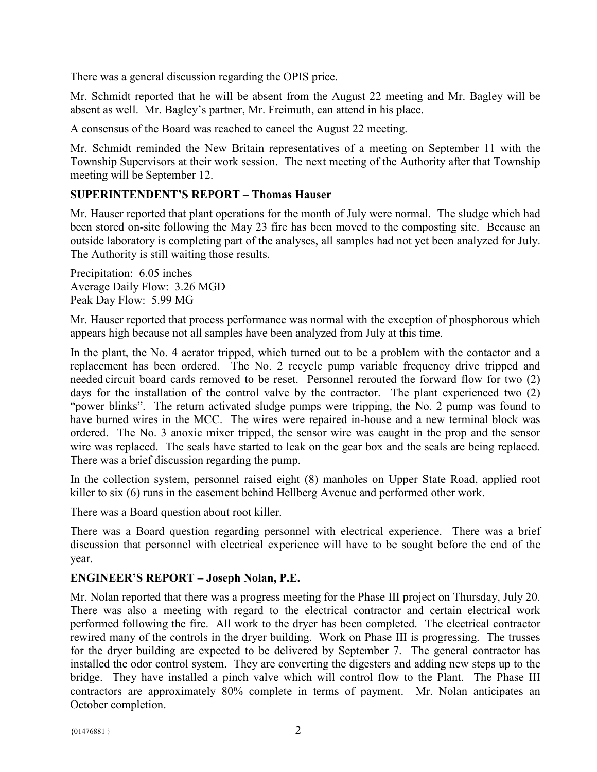There was a general discussion regarding the OPIS price.

Mr. Schmidt reported that he will be absent from the August 22 meeting and Mr. Bagley will be absent as well. Mr. Bagley's partner, Mr. Freimuth, can attend in his place.

A consensus of the Board was reached to cancel the August 22 meeting.

Mr. Schmidt reminded the New Britain representatives of a meeting on September 11 with the Township Supervisors at their work session. The next meeting of the Authority after that Township meeting will be September 12.

**SUPERINTENDENT'S REPORT – Thomas Hauser**

Mr. Hauser reported that plant operations for the month of July were normal. The sludge which had been stored on-site following the May 23 fire has been moved to the composting site. Because an outside laboratory is completing part of the analyses, all samples had not yet been analyzed for July. The Authority is still waiting those results.

Precipitation: 6.05 inches
Average Daily Flow: 3.26 MGD
Peak Day Flow: 5.99 MG

Mr. Hauser reported that process performance was normal with the exception of phosphorous which appears high because not all samples have been analyzed from July at this time.

In the plant, the No. 4 aerator tripped, which turned out to be a problem with the contactor and a replacement has been ordered. The No. 2 recycle pump variable frequency drive tripped and needed circuit board cards removed to be reset. Personnel rerouted the forward flow for two (2) days for the installation of the control valve by the contractor. The plant experienced two (2) "power blinks". The return activated sludge pumps were tripping, the No. 2 pump was found to have burned wires in the MCC. The wires were repaired in-house and a new terminal block was ordered. The No. 3 anoxic mixer tripped, the sensor wire was caught in the prop and the sensor wire was replaced. The seals have started to leak on the gear box and the seals are being replaced. There was a brief discussion regarding the pump.

In the collection system, personnel raised eight (8) manholes on Upper State Road, applied root killer to six (6) runs in the easement behind Hellberg Avenue and performed other work.

There was a Board question about root killer.

There was a Board question regarding personnel with electrical experience. There was a brief discussion that personnel with electrical experience will have to be sought before the end of the year.

**ENGINEER'S REPORT – Joseph Nolan, P.E.**

Mr. Nolan reported that there was a progress meeting for the Phase III project on Thursday, July 20. There was also a meeting with regard to the electrical contractor and certain electrical work performed following the fire. All work to the dryer has been completed. The electrical contractor rewired many of the controls in the dryer building. Work on Phase III is progressing. The trusses for the dryer building are expected to be delivered by September 7. The general contractor has installed the odor control system. They are converting the digesters and adding new steps up to the bridge. They have installed a pinch valve which will control flow to the Plant. The Phase III contractors are approximately 80% complete in terms of payment. Mr. Nolan anticipates an October completion.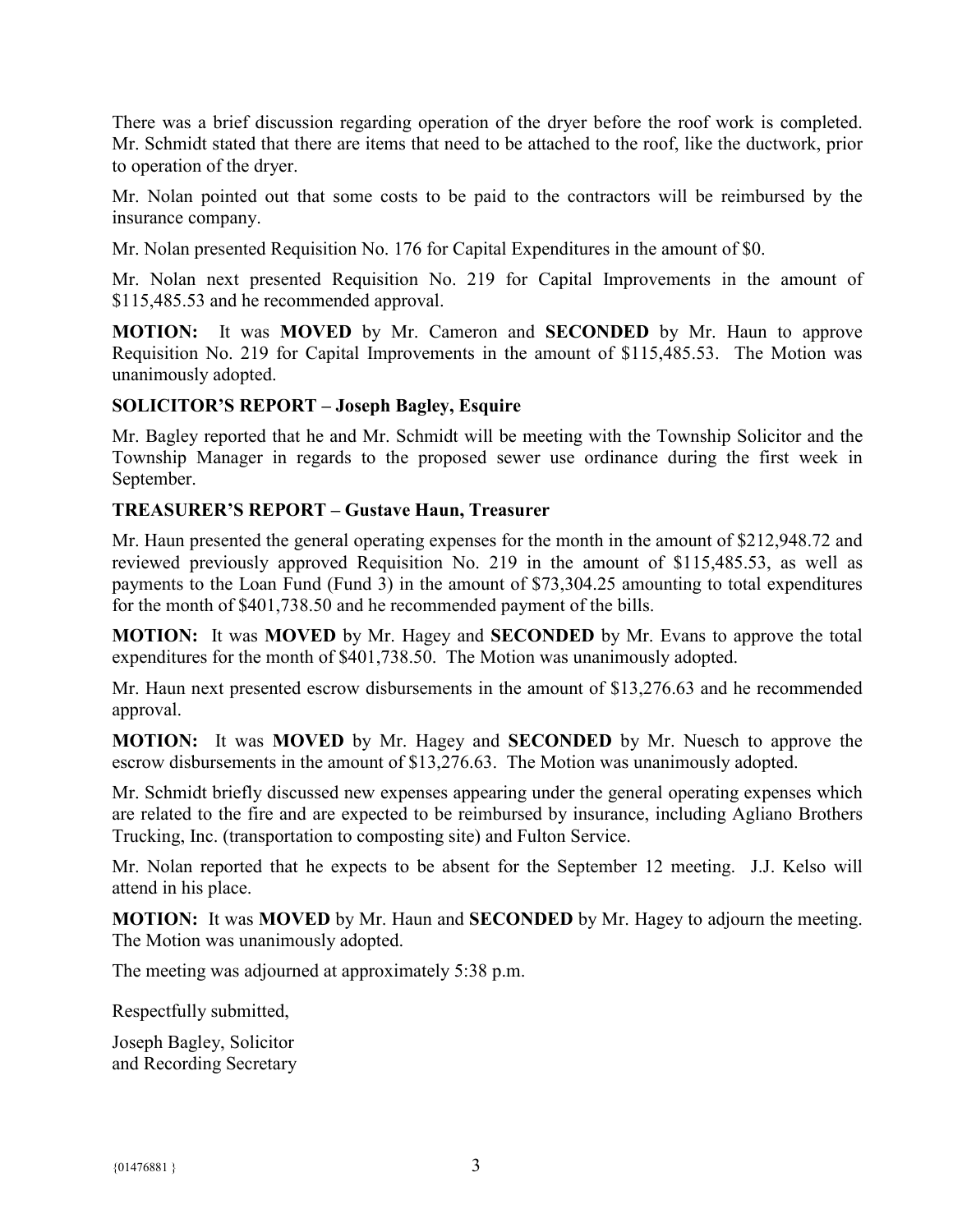There was a brief discussion regarding operation of the dryer before the roof work is completed. Mr. Schmidt stated that there are items that need to be attached to the roof, like the ductwork, prior to operation of the dryer.

Mr. Nolan pointed out that some costs to be paid to the contractors will be reimbursed by the insurance company.

Mr. Nolan presented Requisition No. 176 for Capital Expenditures in the amount of $0.

Mr. Nolan next presented Requisition No. 219 for Capital Improvements in the amount of $115,485.53 and he recommended approval.

**MOTION:** It was **MOVED** by Mr. Cameron and **SECONDED** by Mr. Haun to approve Requisition No. 219 for Capital Improvements in the amount of $115,485.53. The Motion was unanimously adopted.

**SOLICITOR'S REPORT – Joseph Bagley, Esquire**

Mr. Bagley reported that he and Mr. Schmidt will be meeting with the Township Solicitor and the Township Manager in regards to the proposed sewer use ordinance during the first week in September.

**TREASURER'S REPORT – Gustave Haun, Treasurer**

Mr. Haun presented the general operating expenses for the month in the amount of $212,948.72 and reviewed previously approved Requisition No. 219 in the amount of $115,485.53, as well as payments to the Loan Fund (Fund 3) in the amount of $73,304.25 amounting to total expenditures for the month of $401,738.50 and he recommended payment of the bills.

**MOTION:** It was **MOVED** by Mr. Hagey and **SECONDED** by Mr. Evans to approve the total expenditures for the month of $401,738.50. The Motion was unanimously adopted.

Mr. Haun next presented escrow disbursements in the amount of $13,276.63 and he recommended approval.

**MOTION:** It was **MOVED** by Mr. Hagey and **SECONDED** by Mr. Nuesch to approve the escrow disbursements in the amount of $13,276.63. The Motion was unanimously adopted.

Mr. Schmidt briefly discussed new expenses appearing under the general operating expenses which are related to the fire and are expected to be reimbursed by insurance, including Agliano Brothers Trucking, Inc. (transportation to composting site) and Fulton Service.

Mr. Nolan reported that he expects to be absent for the September 12 meeting. J.J. Kelso will attend in his place.

**MOTION:** It was **MOVED** by Mr. Haun and **SECONDED** by Mr. Hagey to adjourn the meeting. The Motion was unanimously adopted.

The meeting was adjourned at approximately 5:38 p.m.

Respectfully submitted,

Joseph Bagley, Solicitor
and Recording Secretary

{01476881 }